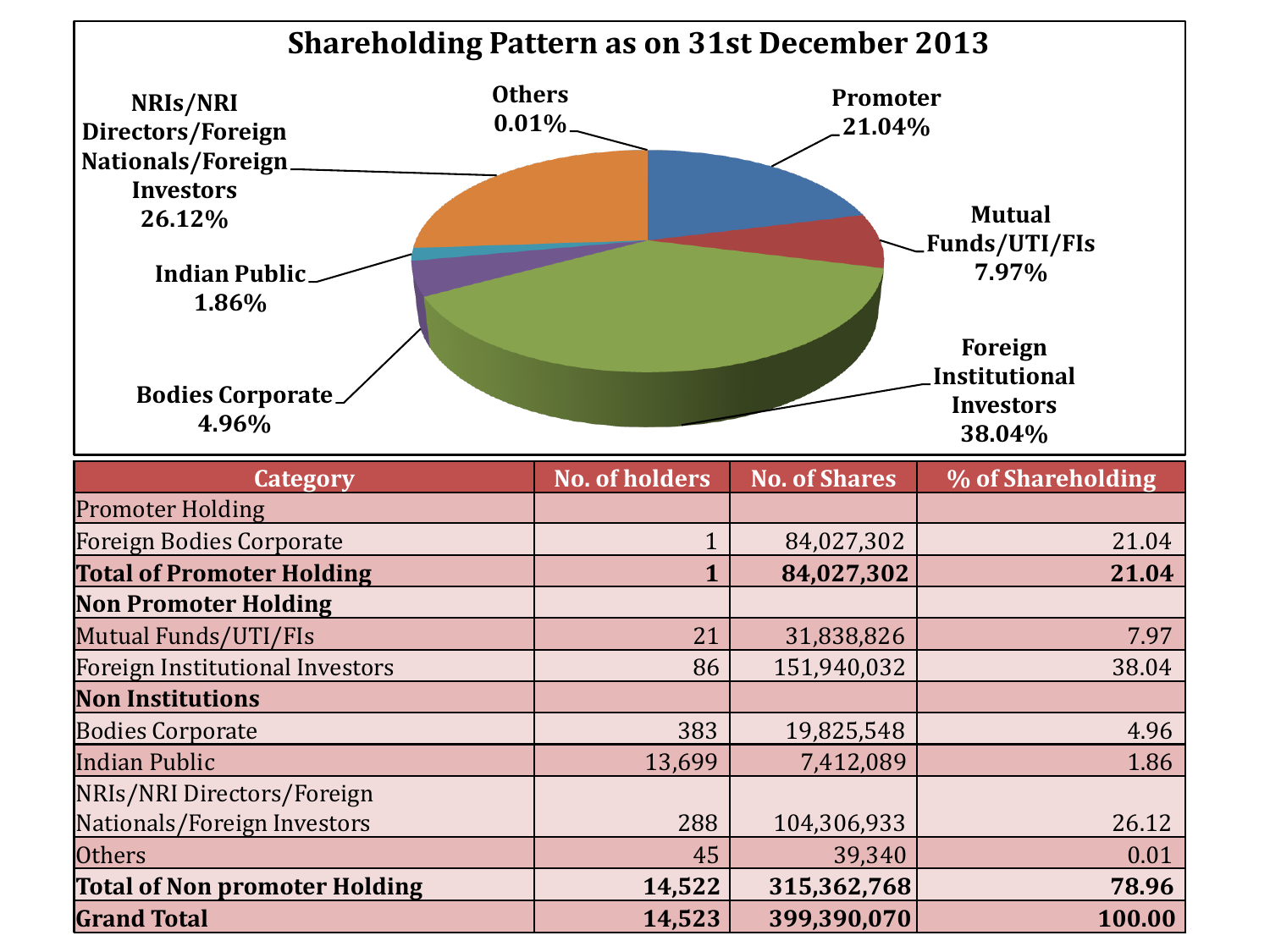# Shareholding Pattern as on 31st December 2013

| Category | No. of holders | No. of Shares | % of Shareholding |
|---|---|---|---|
| Promoter Holding | | | |
| Foreign Bodies Corporate | 1 | 84,027,302 | 21.04 |
| **Total of Promoter Holding** | **1** | **84,027,302** | **21.04** |
| **Non Promoter Holding** | | | |
| Mutual Funds/UTI/FIs | 21 | 31,838,826 | 7.97 |
| Foreign Institutional Investors | 86 | 151,940,032 | 38.04 |
| **Non Institutions** | | | |
| Bodies Corporate | 383 | 19,825,548 | 4.96 |
| Indian Public | 13,699 | 7,412,089 | 1.86 |
| NRIs/NRI Directors/Foreign Nationals/Foreign Investors | 288 | 104,306,933 | 26.12 |
| Others | 45 | 39,340 | 0.01 |
| **Total of Non promoter Holding** | **14,522** | **315,362,768** | **78.96** |
| **Grand Total** | **14,523** | **399,390,070** | **100.00** |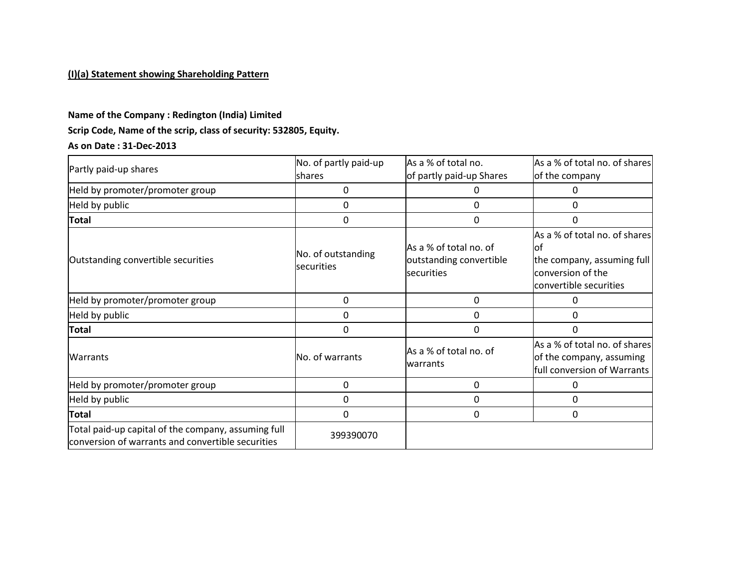**(I)(a) Statement showing Shareholding Pattern**

**Name of the Company : Redington (India) Limited**

**Scrip Code, Name of the scrip, class of security: 532805, Equity.**

**As on Date : 31-Dec-2013**

| Partly paid-up shares | No. of partly paid-up shares | As a % of total no. of partly paid-up Shares | As a % of total no. of shares of the company |
|---|---|---|---|
| Held by promoter/promoter group | 0 | 0 | 0 |
| Held by public | 0 | 0 | 0 |
| **Total** | 0 | 0 | 0 |
| Outstanding convertible securities | No. of outstanding securities | As a % of total no. of outstanding convertible securities | As a % of total no. of shares of the company, assuming full conversion of the convertible securities |
| Held by promoter/promoter group | 0 | 0 | 0 |
| Held by public | 0 | 0 | 0 |
| **Total** | 0 | 0 | 0 |
| Warrants | No. of warrants | As a % of total no. of warrants | As a % of total no. of shares of the company, assuming full conversion of Warrants |
| Held by promoter/promoter group | 0 | 0 | 0 |
| Held by public | 0 | 0 | 0 |
| **Total** | 0 | 0 | 0 |
| Total paid-up capital of the company, assuming full conversion of warrants and convertible securities | 399390070 | | |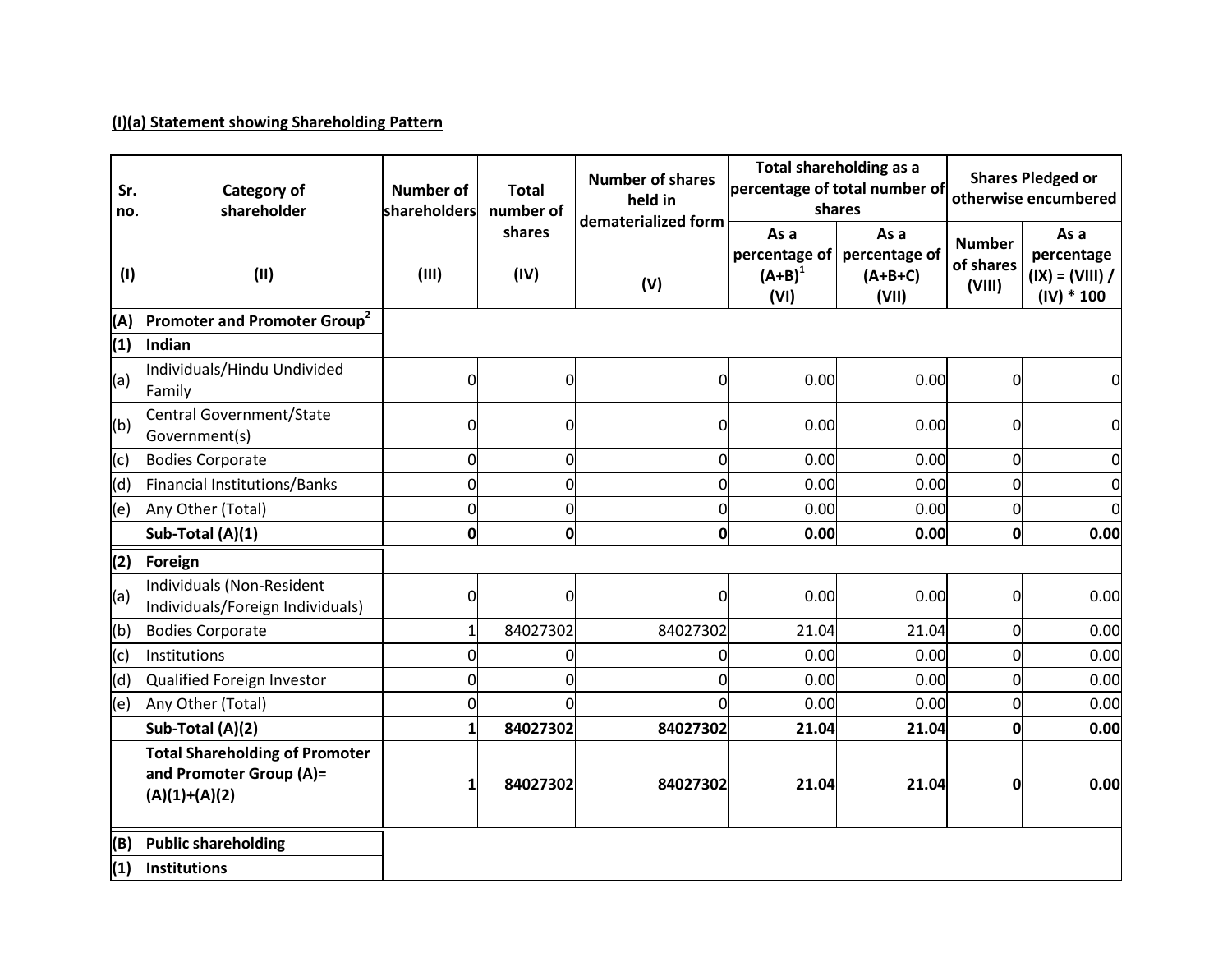**(I)(a) Statement showing Shareholding Pattern**

| Sr. no. (I) | Category of shareholder (II) | Number of shareholders (III) | Total number of shares (IV) | Number of shares held in dematerialized form (V) | Total shareholding as a percentage of total number of shares | | Shares Pledged or otherwise encumbered | |
|---|---|---|---|---|---|---|---|---|
| | | | | | As a percentage of (A+B)[1] (VI) | As a percentage of (A+B+C) (VII) | Number of shares (VIII) | As a percentage (IX) = (VIII) / (IV) * 100 |
| **(A)** | **Promoter and Promoter Group[2]** | | | | | | | |
| **(1)** | **Indian** | | | | | | | |
| (a) | Individuals/Hindu Undivided Family | 0 | 0 | 0 | 0.00 | 0.00 | 0 | 0 |
| (b) | Central Government/State Government(s) | 0 | 0 | 0 | 0.00 | 0.00 | 0 | 0 |
| (c) | Bodies Corporate | 0 | 0 | 0 | 0.00 | 0.00 | 0 | 0 |
| (d) | Financial Institutions/Banks | 0 | 0 | 0 | 0.00 | 0.00 | 0 | 0 |
| (e) | Any Other (Total) | 0 | 0 | 0 | 0.00 | 0.00 | 0 | 0 |
| | **Sub-Total (A)(1)** | **0** | **0** | **0** | **0.00** | **0.00** | **0** | **0.00** |
| **(2)** | **Foreign** | | | | | | | |
| (a) | Individuals (Non-Resident Individuals/Foreign Individuals) | 0 | 0 | 0 | 0.00 | 0.00 | 0 | 0.00 |
| (b) | Bodies Corporate | 1 | 84027302 | 84027302 | 21.04 | 21.04 | 0 | 0.00 |
| (c) | Institutions | 0 | 0 | 0 | 0.00 | 0.00 | 0 | 0.00 |
| (d) | Qualified Foreign Investor | 0 | 0 | 0 | 0.00 | 0.00 | 0 | 0.00 |
| (e) | Any Other (Total) | 0 | 0 | 0 | 0.00 | 0.00 | 0 | 0.00 |
| | **Sub-Total (A)(2)** | **1** | **84027302** | **84027302** | **21.04** | **21.04** | **0** | **0.00** |
| | **Total Shareholding of Promoter and Promoter Group (A)= (A)(1)+(A)(2)** | **1** | **84027302** | **84027302** | **21.04** | **21.04** | **0** | **0.00** |
| **(B)** | **Public shareholding** | | | | | | | |
| **(1)** | **Institutions** | | | | | | | |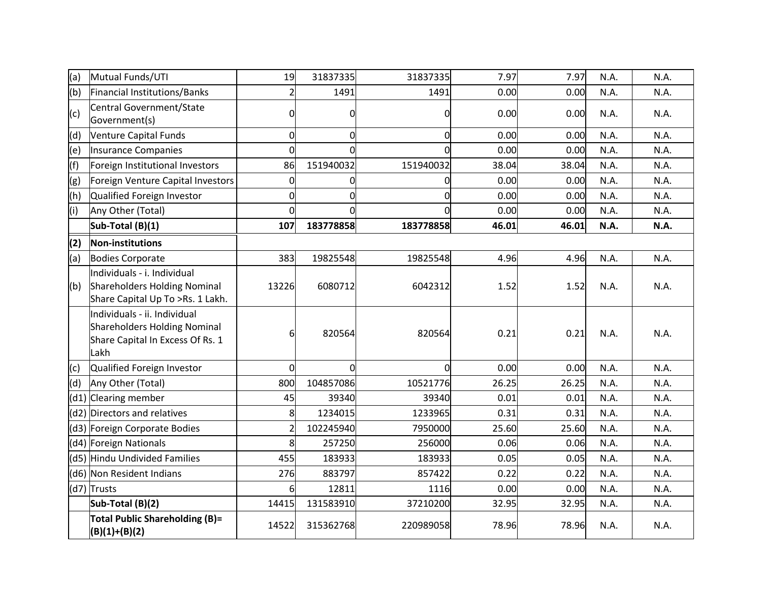| | | | | | | | | |
|---|---|---|---|---|---|---|---|---|
| (a) | Mutual Funds/UTI | 19 | 31837335 | 31837335 | 7.97 | 7.97 | N.A. | N.A. |
| (b) | Financial Institutions/Banks | 2 | 1491 | 1491 | 0.00 | 0.00 | N.A. | N.A. |
| (c) | Central Government/State Government(s) | 0 | 0 | 0 | 0.00 | 0.00 | N.A. | N.A. |
| (d) | Venture Capital Funds | 0 | 0 | 0 | 0.00 | 0.00 | N.A. | N.A. |
| (e) | Insurance Companies | 0 | 0 | 0 | 0.00 | 0.00 | N.A. | N.A. |
| (f) | Foreign Institutional Investors | 86 | 151940032 | 151940032 | 38.04 | 38.04 | N.A. | N.A. |
| (g) | Foreign Venture Capital Investors | 0 | 0 | 0 | 0.00 | 0.00 | N.A. | N.A. |
| (h) | Qualified Foreign Investor | 0 | 0 | 0 | 0.00 | 0.00 | N.A. | N.A. |
| (i) | Any Other (Total) | 0 | 0 | 0 | 0.00 | 0.00 | N.A. | N.A. |
| | **Sub-Total (B)(1)** | **107** | **183778858** | **183778858** | **46.01** | **46.01** | **N.A.** | **N.A.** |
| **(2)** | **Non-institutions** | | | | | | | |
| (a) | Bodies Corporate | 383 | 19825548 | 19825548 | 4.96 | 4.96 | N.A. | N.A. |
| (b) | Individuals - i. Individual Shareholders Holding Nominal Share Capital Up To >Rs. 1 Lakh. | 13226 | 6080712 | 6042312 | 1.52 | 1.52 | N.A. | N.A. |
| | Individuals - ii. Individual Shareholders Holding Nominal Share Capital In Excess Of Rs. 1 Lakh | 6 | 820564 | 820564 | 0.21 | 0.21 | N.A. | N.A. |
| (c) | Qualified Foreign Investor | 0 | 0 | 0 | 0.00 | 0.00 | N.A. | N.A. |
| (d) | Any Other (Total) | 800 | 104857086 | 10521776 | 26.25 | 26.25 | N.A. | N.A. |
| (d1) | Clearing member | 45 | 39340 | 39340 | 0.01 | 0.01 | N.A. | N.A. |
| (d2) | Directors and relatives | 8 | 1234015 | 1233965 | 0.31 | 0.31 | N.A. | N.A. |
| (d3) | Foreign Corporate Bodies | 2 | 102245940 | 7950000 | 25.60 | 25.60 | N.A. | N.A. |
| (d4) | Foreign Nationals | 8 | 257250 | 256000 | 0.06 | 0.06 | N.A. | N.A. |
| (d5) | Hindu Undivided Families | 455 | 183933 | 183933 | 0.05 | 0.05 | N.A. | N.A. |
| (d6) | Non Resident Indians | 276 | 883797 | 857422 | 0.22 | 0.22 | N.A. | N.A. |
| (d7) | Trusts | 6 | 12811 | 1116 | 0.00 | 0.00 | N.A. | N.A. |
| | **Sub-Total (B)(2)** | 14415 | 131583910 | 37210200 | 32.95 | 32.95 | N.A. | N.A. |
| | **Total Public Shareholding (B)= (B)(1)+(B)(2)** | 14522 | 315362768 | 220989058 | 78.96 | 78.96 | N.A. | N.A. |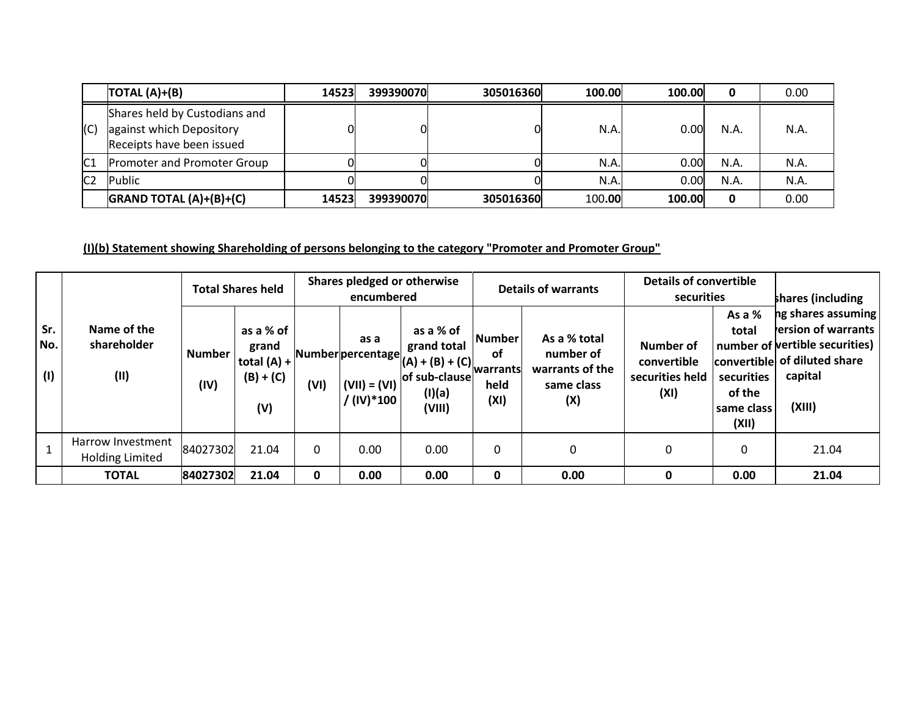| | TOTAL (A)+(B) | 14523 | 399390070 | 305016360 | 100.00 | 100.00 | 0 | 0.00 |
|---|---|---|---|---|---|---|---|---|
| (C) | Shares held by Custodians and against which Depository Receipts have been issued | 0 | 0 | 0 | N.A. | 0.00 | N.A. | N.A. |
| C1 | Promoter and Promoter Group | 0 | 0 | 0 | N.A. | 0.00 | N.A. | N.A. |
| C2 | Public | 0 | 0 | 0 | N.A. | 0.00 | N.A. | N.A. |
| | **GRAND TOTAL (A)+(B)+(C)** | **14523** | **399390070** | **305016360** | 100.**00** | **100.00** | **0** | 0.00 |

**(I)(b) Statement showing Shareholding of persons belonging to the category "Promoter and Promoter Group"**

| Sr. No. (I) | Name of the shareholder (II) | Total Shares held | | Shares pledged or otherwise encumbered | | | Details of warrants | | Details of convertible securities | | shares (including ng shares assuming ersion of warrants vertible securities) of diluted share capital (XIII) |
|---|---|---|---|---|---|---|---|---|---|---|---|
| | | Number (IV) | as a % of grand total (A) + (B) + (C) (V) | Number (VI) | as a percentage (VII) = (VI) / (IV)*100 | as a % of grand total (A) + (B) + (C) of sub-clause (I)(a) (VIII) | Number of warrants held (XI) | As a % total number of warrants of the same class (X) | Number of convertible securities held (XI) | As a % total number of convertible securities of the same class (XII) | |
| 1 | Harrow Investment Holding Limited | 84027302 | 21.04 | 0 | 0.00 | 0.00 | 0 | 0 | 0 | 0 | 21.04 |
| | **TOTAL** | **84027302** | **21.04** | **0** | **0.00** | **0.00** | **0** | **0.00** | **0** | **0.00** | **21.04** |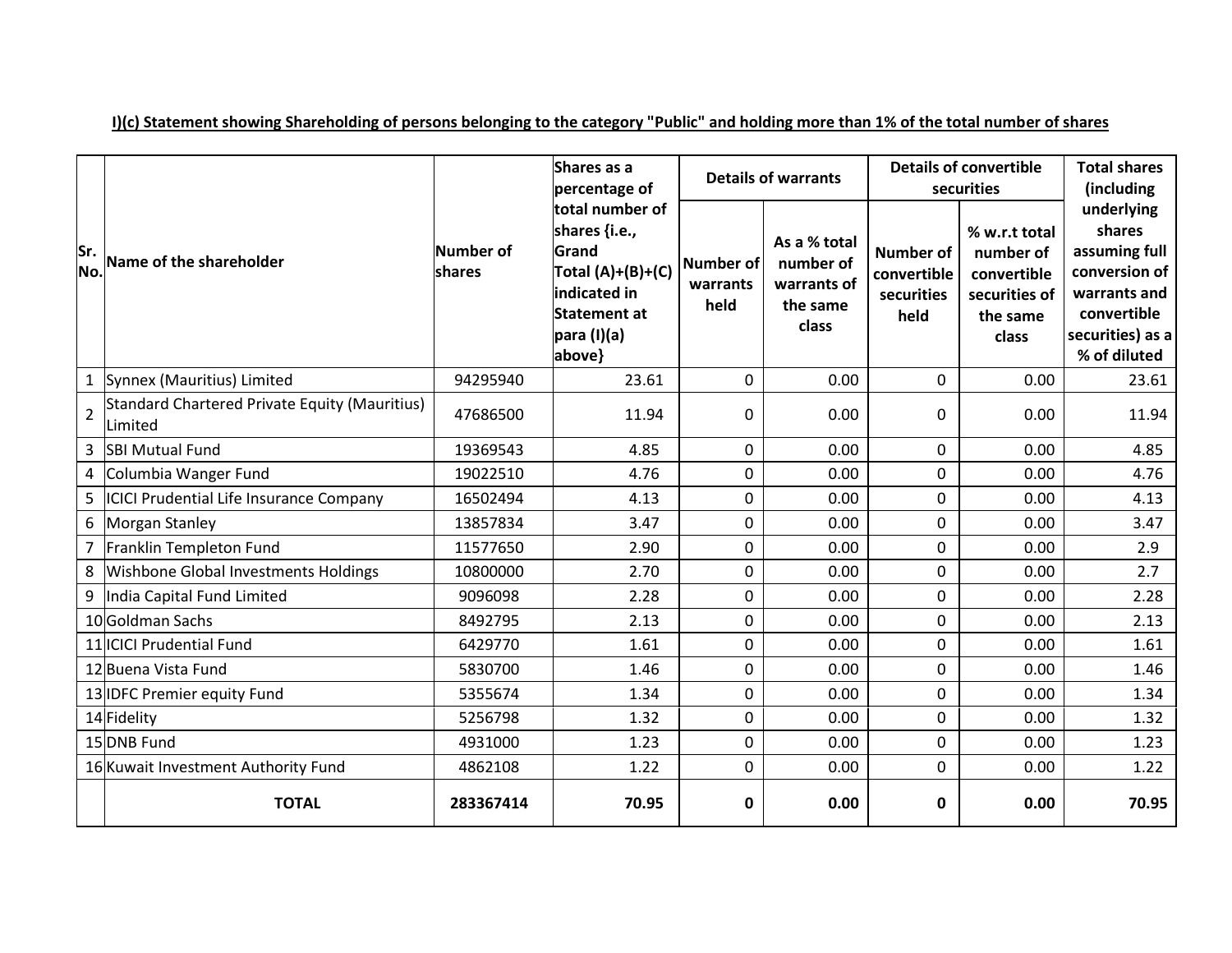**I)(c) Statement showing Shareholding of persons belonging to the category "Public" and holding more than 1% of the total number of shares**

| Sr. No. | Name of the shareholder | Number of shares | Shares as a percentage of total number of shares {i.e., Grand Total (A)+(B)+(C) indicated in Statement at para (I)(a) above} | Details of warrants | | Details of convertible securities | | Total shares (including underlying shares assuming full conversion of warrants and convertible securities) as a % of diluted |
|---|---|---|---|---|---|---|---|---|
| | | | | Number of warrants held | As a % total number of warrants of the same class | Number of convertible securities held | % w.r.t total number of convertible securities of the same class | |
| 1 | Synnex (Mauritius) Limited | 94295940 | 23.61 | 0 | 0.00 | 0 | 0.00 | 23.61 |
| 2 | Standard Chartered Private Equity (Mauritius) Limited | 47686500 | 11.94 | 0 | 0.00 | 0 | 0.00 | 11.94 |
| 3 | SBI Mutual Fund | 19369543 | 4.85 | 0 | 0.00 | 0 | 0.00 | 4.85 |
| 4 | Columbia Wanger Fund | 19022510 | 4.76 | 0 | 0.00 | 0 | 0.00 | 4.76 |
| 5 | ICICI Prudential Life Insurance Company | 16502494 | 4.13 | 0 | 0.00 | 0 | 0.00 | 4.13 |
| 6 | Morgan Stanley | 13857834 | 3.47 | 0 | 0.00 | 0 | 0.00 | 3.47 |
| 7 | Franklin Templeton Fund | 11577650 | 2.90 | 0 | 0.00 | 0 | 0.00 | 2.9 |
| 8 | Wishbone Global Investments Holdings | 10800000 | 2.70 | 0 | 0.00 | 0 | 0.00 | 2.7 |
| 9 | India Capital Fund Limited | 9096098 | 2.28 | 0 | 0.00 | 0 | 0.00 | 2.28 |
| 10 | Goldman Sachs | 8492795 | 2.13 | 0 | 0.00 | 0 | 0.00 | 2.13 |
| 11 | ICICI Prudential Fund | 6429770 | 1.61 | 0 | 0.00 | 0 | 0.00 | 1.61 |
| 12 | Buena Vista Fund | 5830700 | 1.46 | 0 | 0.00 | 0 | 0.00 | 1.46 |
| 13 | IDFC Premier equity Fund | 5355674 | 1.34 | 0 | 0.00 | 0 | 0.00 | 1.34 |
| 14 | Fidelity | 5256798 | 1.32 | 0 | 0.00 | 0 | 0.00 | 1.32 |
| 15 | DNB Fund | 4931000 | 1.23 | 0 | 0.00 | 0 | 0.00 | 1.23 |
| 16 | Kuwait Investment Authority Fund | 4862108 | 1.22 | 0 | 0.00 | 0 | 0.00 | 1.22 |
| | **TOTAL** | **283367414** | **70.95** | **0** | **0.00** | **0** | **0.00** | **70.95** |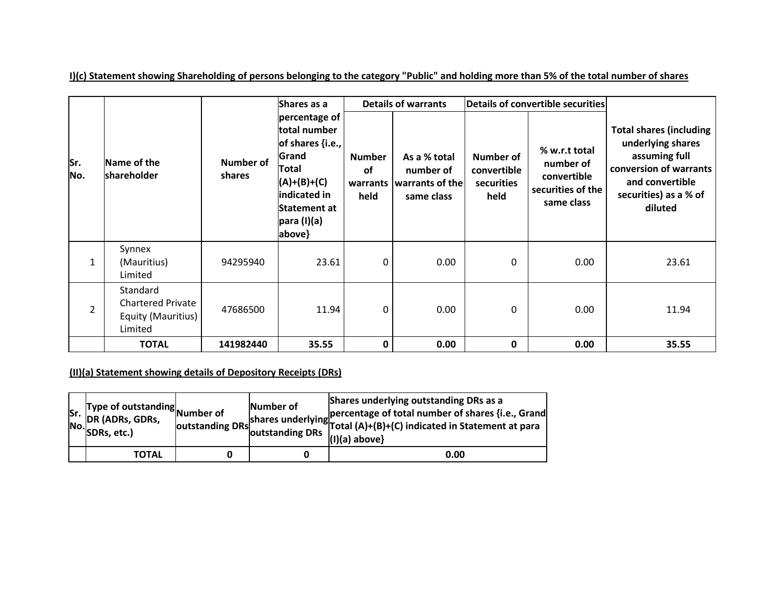**I)(c) Statement showing Shareholding of persons belonging to the category "Public" and holding more than 5% of the total number of shares**

| Sr. No. | Name of the shareholder | Number of shares | Shares as a percentage of total number of shares {i.e., Grand Total (A)+(B)+(C) indicated in Statement at para (I)(a) above} | Details of warrants | | Details of convertible securities | | Total shares (including underlying shares assuming full conversion of warrants and convertible securities) as a % of diluted |
|---|---|---|---|---|---|---|---|---|
| | | | | Number of warrants held | As a % total number of warrants of the same class | Number of convertible securities held | % w.r.t total number of convertible securities of the same class | |
| 1 | Synnex (Mauritius) Limited | 94295940 | 23.61 | 0 | 0.00 | 0 | 0.00 | 23.61 |
| 2 | Standard Chartered Private Equity (Mauritius) Limited | 47686500 | 11.94 | 0 | 0.00 | 0 | 0.00 | 11.94 |
| | **TOTAL** | **141982440** | **35.55** | **0** | **0.00** | **0** | **0.00** | **35.55** |

**(II)(a) Statement showing details of Depository Receipts (DRs)**

| Sr. No. | Type of outstanding DR (ADRs, GDRs, SDRs, etc.) | Number of outstanding DRs | Number of shares underlying outstanding DRs | Shares underlying outstanding DRs as a percentage of total number of shares {i.e., Grand Total (A)+(B)+(C) indicated in Statement at para (I)(a) above} |
|---|---|---|---|---|
| | **TOTAL** | **0** | **0** | **0.00** |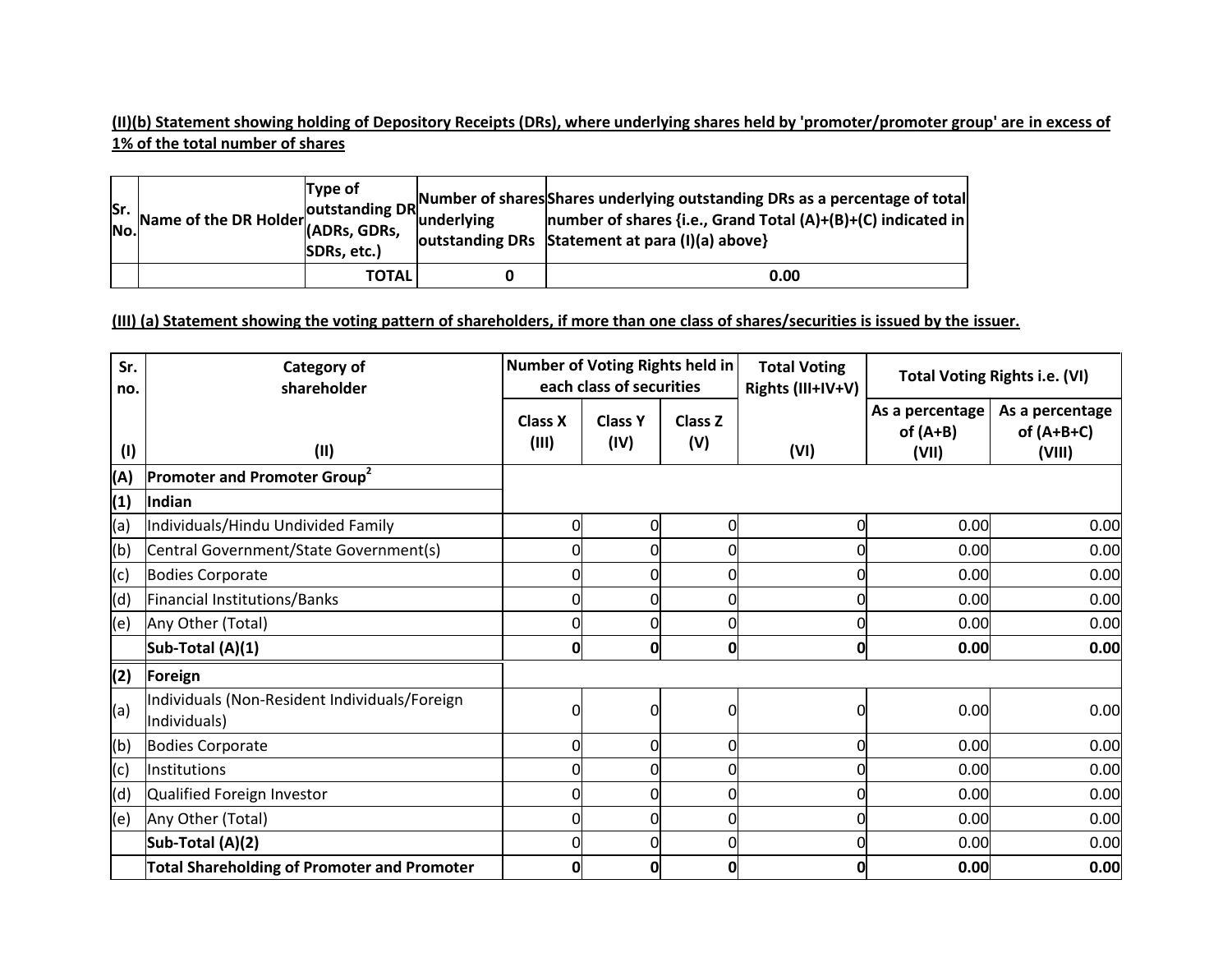**(II)(b) Statement showing holding of Depository Receipts (DRs), where underlying shares held by 'promoter/promoter group' are in excess of 1% of the total number of shares**

| Sr. No. | Name of the DR Holder | Type of outstanding DR (ADRs, GDRs, SDRs, etc.) | Number of shares underlying outstanding DRs | Shares underlying outstanding DRs as a percentage of total number of shares {i.e., Grand Total (A)+(B)+(C) indicated in Statement at para (I)(a) above} |
|---|---|---|---|---|
| | | **TOTAL** | **0** | **0.00** |

**(III) (a) Statement showing the voting pattern of shareholders, if more than one class of shares/securities is issued by the issuer.**

| Sr. no. | Category of shareholder | Number of Voting Rights held in each class of securities | | | Total Voting Rights (III+IV+V) | Total Voting Rights i.e. (VI) | |
|---|---|---|---|---|---|---|---|
| | | Class X (III) | Class Y (IV) | Class Z (V) | | As a percentage of (A+B) (VII) | As a percentage of (A+B+C) (VIII) |
| (I) | (II) | | | | (VI) | | |
| **(A)** | **Promoter and Promoter Group[2]** | | | | | | |
| **(1)** | **Indian** | | | | | | |
| (a) | Individuals/Hindu Undivided Family | 0 | 0 | 0 | 0 | 0.00 | 0.00 |
| (b) | Central Government/State Government(s) | 0 | 0 | 0 | 0 | 0.00 | 0.00 |
| (c) | Bodies Corporate | 0 | 0 | 0 | 0 | 0.00 | 0.00 |
| (d) | Financial Institutions/Banks | 0 | 0 | 0 | 0 | 0.00 | 0.00 |
| (e) | Any Other (Total) | 0 | 0 | 0 | 0 | 0.00 | 0.00 |
| | **Sub-Total (A)(1)** | **0** | **0** | **0** | **0** | **0.00** | **0.00** |
| **(2)** | **Foreign** | | | | | | |
| (a) | Individuals (Non-Resident Individuals/Foreign Individuals) | 0 | 0 | 0 | 0 | 0.00 | 0.00 |
| (b) | Bodies Corporate | 0 | 0 | 0 | 0 | 0.00 | 0.00 |
| (c) | Institutions | 0 | 0 | 0 | 0 | 0.00 | 0.00 |
| (d) | Qualified Foreign Investor | 0 | 0 | 0 | 0 | 0.00 | 0.00 |
| (e) | Any Other (Total) | 0 | 0 | 0 | 0 | 0.00 | 0.00 |
| | **Sub-Total (A)(2)** | 0 | 0 | 0 | 0 | 0.00 | 0.00 |
| | **Total Shareholding of Promoter and Promoter** | **0** | **0** | **0** | **0** | **0.00** | **0.00** |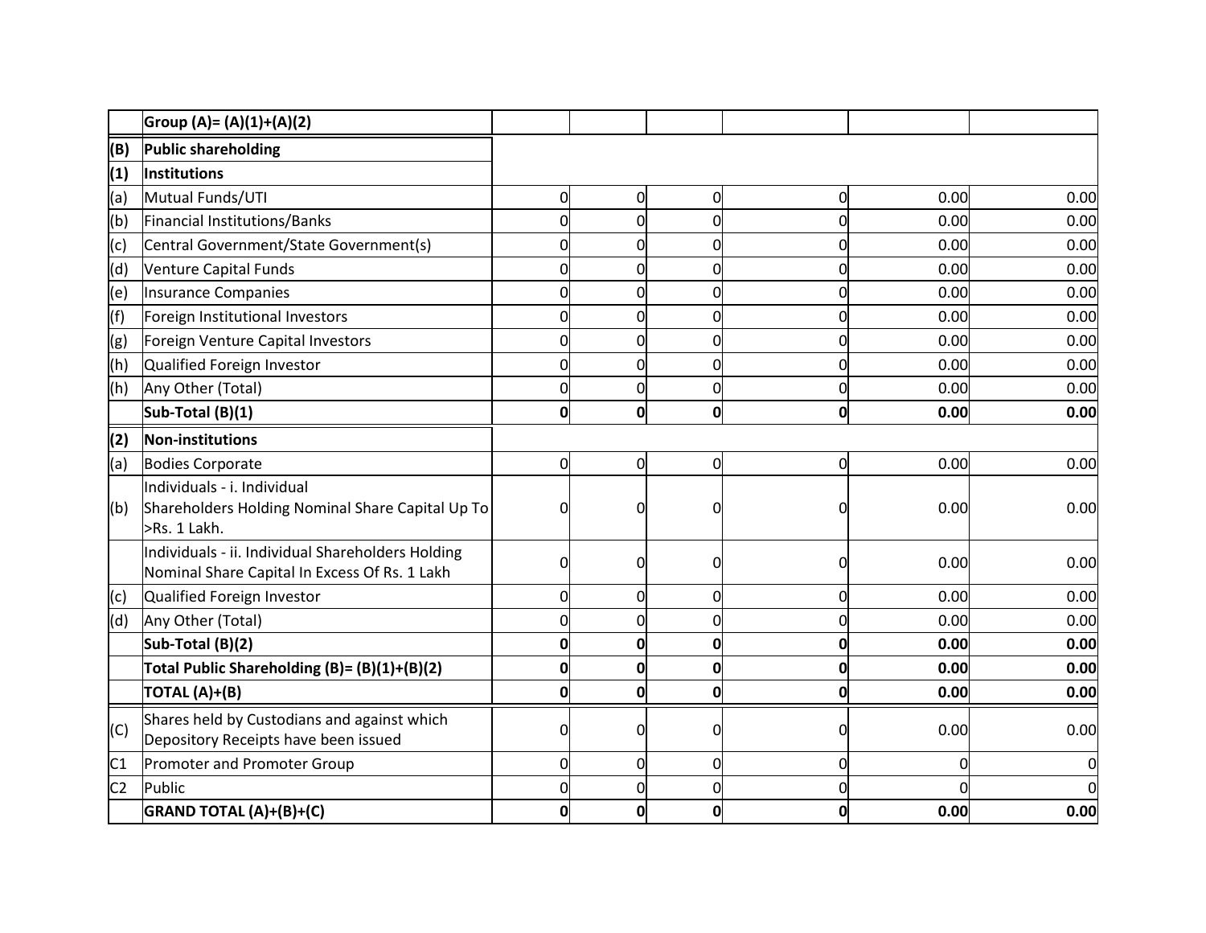| | | | | | | | |
|---|---|---|---|---|---|---|---|
| | **Group (A)= (A)(1)+(A)(2)** | | | | | | |
| **(B)** | **Public shareholding** | | | | | | |
| **(1)** | **Institutions** | | | | | | |
| (a) | Mutual Funds/UTI | 0 | 0 | 0 | 0 | 0.00 | 0.00 |
| (b) | Financial Institutions/Banks | 0 | 0 | 0 | 0 | 0.00 | 0.00 |
| (c) | Central Government/State Government(s) | 0 | 0 | 0 | 0 | 0.00 | 0.00 |
| (d) | Venture Capital Funds | 0 | 0 | 0 | 0 | 0.00 | 0.00 |
| (e) | Insurance Companies | 0 | 0 | 0 | 0 | 0.00 | 0.00 |
| (f) | Foreign Institutional Investors | 0 | 0 | 0 | 0 | 0.00 | 0.00 |
| (g) | Foreign Venture Capital Investors | 0 | 0 | 0 | 0 | 0.00 | 0.00 |
| (h) | Qualified Foreign Investor | 0 | 0 | 0 | 0 | 0.00 | 0.00 |
| (h) | Any Other (Total) | 0 | 0 | 0 | 0 | 0.00 | 0.00 |
| | **Sub-Total (B)(1)** | **0** | **0** | **0** | **0** | **0.00** | **0.00** |
| **(2)** | **Non-institutions** | | | | | | |
| (a) | Bodies Corporate | 0 | 0 | 0 | 0 | 0.00 | 0.00 |
| (b) | Individuals - i. Individual Shareholders Holding Nominal Share Capital Up To >Rs. 1 Lakh. | 0 | 0 | 0 | 0 | 0.00 | 0.00 |
| | Individuals - ii. Individual Shareholders Holding Nominal Share Capital In Excess Of Rs. 1 Lakh | 0 | 0 | 0 | 0 | 0.00 | 0.00 |
| (c) | Qualified Foreign Investor | 0 | 0 | 0 | 0 | 0.00 | 0.00 |
| (d) | Any Other (Total) | 0 | 0 | 0 | 0 | 0.00 | 0.00 |
| | **Sub-Total (B)(2)** | **0** | **0** | **0** | **0** | **0.00** | **0.00** |
| | **Total Public Shareholding (B)= (B)(1)+(B)(2)** | **0** | **0** | **0** | **0** | **0.00** | **0.00** |
| | **TOTAL (A)+(B)** | **0** | **0** | **0** | **0** | **0.00** | **0.00** |
| (C) | Shares held by Custodians and against which Depository Receipts have been issued | 0 | 0 | 0 | 0 | 0.00 | 0.00 |
| C1 | Promoter and Promoter Group | 0 | 0 | 0 | 0 | 0 | 0 |
| C2 | Public | 0 | 0 | 0 | 0 | 0 | 0 |
| | **GRAND TOTAL (A)+(B)+(C)** | **0** | **0** | **0** | **0** | **0.00** | **0.00** |